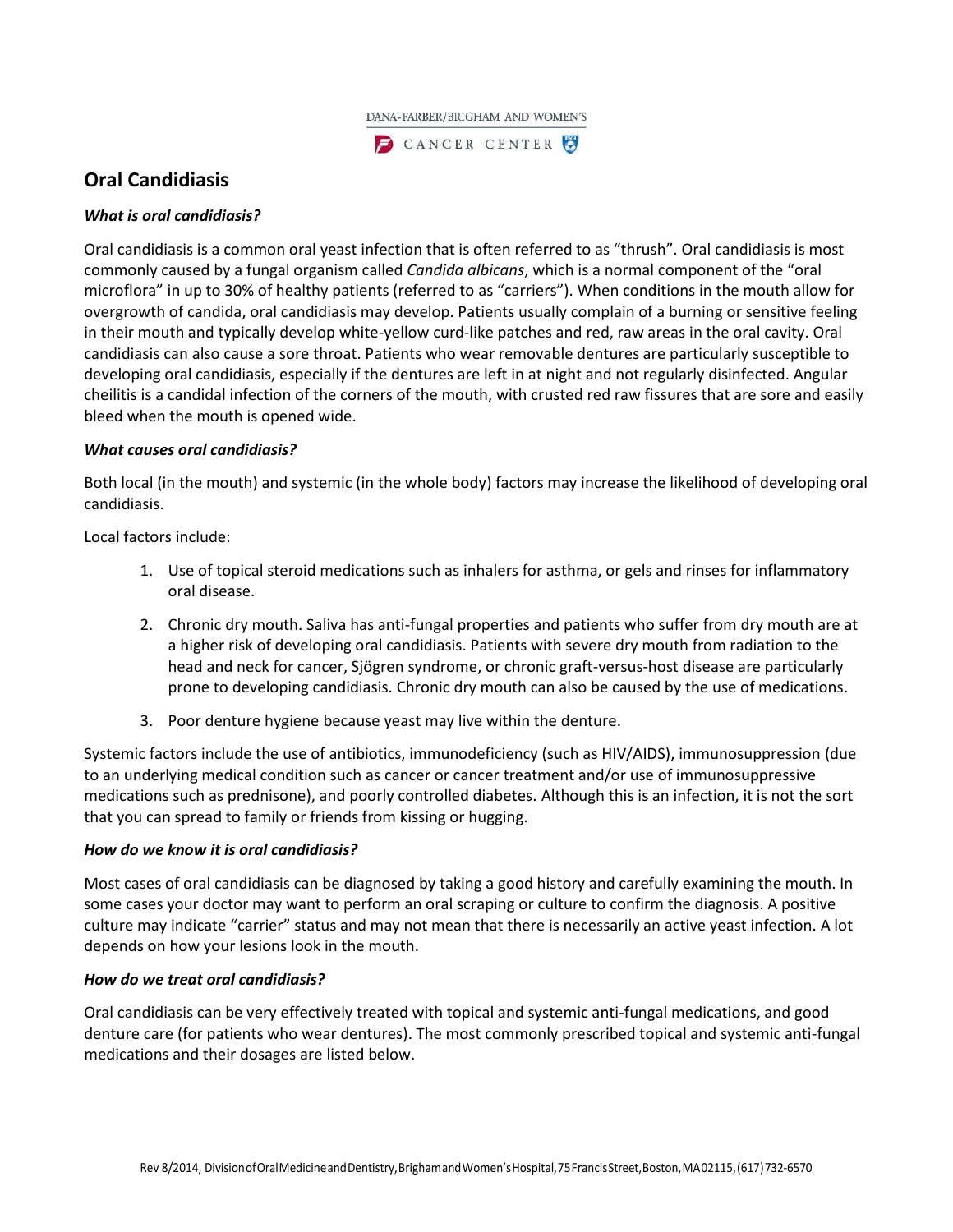DANA-FARBER/BRIGHAM AND WOMEN'S

CANCER CENTER

# Oral Candidiasis

### *What is oral candidiasis?*

Oral candidiasis is a common oral yeast infection that is often referred to as "thrush". Oral candidiasis is most commonly caused by a fungal organism called *Candida albicans*, which is a normal component of the "oral microflora" in up to 30% of healthy patients (referred to as "carriers"). When conditions in the mouth allow for overgrowth of candida, oral candidiasis may develop. Patients usually complain of a burning or sensitive feeling in their mouth and typically develop white-yellow curd-like patches and red, raw areas in the oral cavity. Oral candidiasis can also cause a sore throat. Patients who wear removable dentures are particularly susceptible to developing oral candidiasis, especially if the dentures are left in at night and not regularly disinfected. Angular cheilitis is a candidal infection of the corners of the mouth, with crusted red raw fissures that are sore and easily bleed when the mouth is opened wide.

### *What causes oral candidiasis?*

Both local (in the mouth) and systemic (in the whole body) factors may increase the likelihood of developing oral candidiasis.

Local factors include:

1. Use of topical steroid medications such as inhalers for asthma, or gels and rinses for inflammatory oral disease.
2. Chronic dry mouth. Saliva has anti-fungal properties and patients who suffer from dry mouth are at a higher risk of developing oral candidiasis. Patients with severe dry mouth from radiation to the head and neck for cancer, Sjögren syndrome, or chronic graft-versus-host disease are particularly prone to developing candidiasis. Chronic dry mouth can also be caused by the use of medications.
3. Poor denture hygiene because yeast may live within the denture.

Systemic factors include the use of antibiotics, immunodeficiency (such as HIV/AIDS), immunosuppression (due to an underlying medical condition such as cancer or cancer treatment and/or use of immunosuppressive medications such as prednisone), and poorly controlled diabetes. Although this is an infection, it is not the sort that you can spread to family or friends from kissing or hugging.

### *How do we know it is oral candidiasis?*

Most cases of oral candidiasis can be diagnosed by taking a good history and carefully examining the mouth. In some cases your doctor may want to perform an oral scraping or culture to confirm the diagnosis. A positive culture may indicate "carrier" status and may not mean that there is necessarily an active yeast infection. A lot depends on how your lesions look in the mouth.

### *How do we treat oral candidiasis?*

Oral candidiasis can be very effectively treated with topical and systemic anti-fungal medications, and good denture care (for patients who wear dentures). The most commonly prescribed topical and systemic anti-fungal medications and their dosages are listed below.

Rev 8/2014, Division of Oral Medicine and Dentistry, Brigham and Women's Hospital, 75 Francis Street, Boston, MA 02115, (617) 732-6570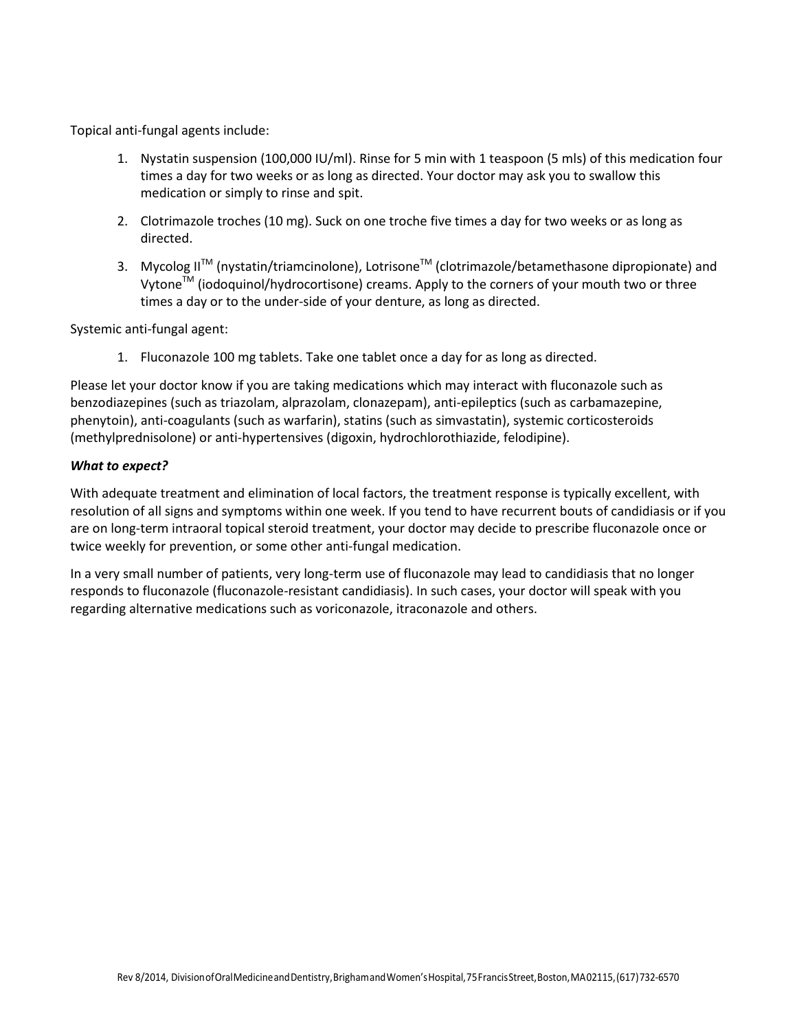Topical anti-fungal agents include:

1. Nystatin suspension (100,000 IU/ml). Rinse for 5 min with 1 teaspoon (5 mls) of this medication four times a day for two weeks or as long as directed. Your doctor may ask you to swallow this medication or simply to rinse and spit.
2. Clotrimazole troches (10 mg). Suck on one troche five times a day for two weeks or as long as directed.
3. Mycolog II™ (nystatin/triamcinolone), Lotrisone™ (clotrimazole/betamethasone dipropionate) and Vytone™ (iodoquinol/hydrocortisone) creams. Apply to the corners of your mouth two or three times a day or to the under-side of your denture, as long as directed.

Systemic anti-fungal agent:

1. Fluconazole 100 mg tablets. Take one tablet once a day for as long as directed.

Please let your doctor know if you are taking medications which may interact with fluconazole such as benzodiazepines (such as triazolam, alprazolam, clonazepam), anti-epileptics (such as carbamazepine, phenytoin), anti-coagulants (such as warfarin), statins (such as simvastatin), systemic corticosteroids (methylprednisolone) or anti-hypertensives (digoxin, hydrochlorothiazide, felodipine).

***What to expect?***

With adequate treatment and elimination of local factors, the treatment response is typically excellent, with resolution of all signs and symptoms within one week. If you tend to have recurrent bouts of candidiasis or if you are on long-term intraoral topical steroid treatment, your doctor may decide to prescribe fluconazole once or twice weekly for prevention, or some other anti-fungal medication.

In a very small number of patients, very long-term use of fluconazole may lead to candidiasis that no longer responds to fluconazole (fluconazole-resistant candidiasis). In such cases, your doctor will speak with you regarding alternative medications such as voriconazole, itraconazole and others.

Rev 8/2014, Division of Oral Medicine and Dentistry, Brigham and Women's Hospital, 75 Francis Street, Boston, MA 02115, (617) 732-6570